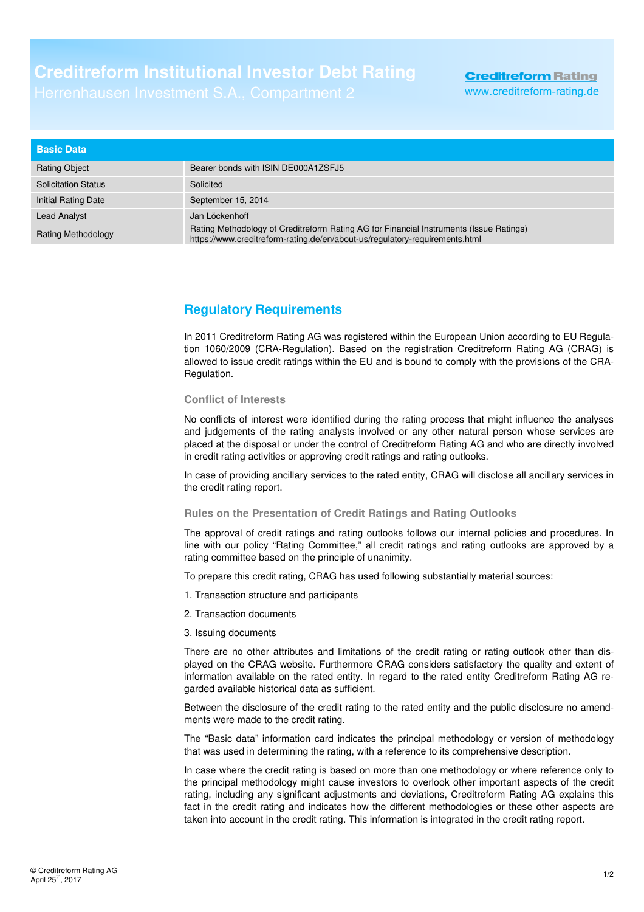# Creditreform Institutional Investor Debt Rating

Herrenhausen Investment S.A., Compartment 2

Creditreform Rating
www.creditreform-rating.de

| Basic Data | |
|---|---|
| Rating Object | Bearer bonds with ISIN DE000A1ZSFJ5 |
| Solicitation Status | Solicited |
| Initial Rating Date | September 15, 2014 |
| Lead Analyst | Jan Löckenhoff |
| Rating Methodology | Rating Methodology of Creditreform Rating AG for Financial Instruments (Issue Ratings) https://www.creditreform-rating.de/en/about-us/regulatory-requirements.html |

## Regulatory Requirements

In 2011 Creditreform Rating AG was registered within the European Union according to EU Regulation 1060/2009 (CRA-Regulation). Based on the registration Creditreform Rating AG (CRAG) is allowed to issue credit ratings within the EU and is bound to comply with the provisions of the CRA-Regulation.

### Conflict of Interests

No conflicts of interest were identified during the rating process that might influence the analyses and judgements of the rating analysts involved or any other natural person whose services are placed at the disposal or under the control of Creditreform Rating AG and who are directly involved in credit rating activities or approving credit ratings and rating outlooks.

In case of providing ancillary services to the rated entity, CRAG will disclose all ancillary services in the credit rating report.

### Rules on the Presentation of Credit Ratings and Rating Outlooks

The approval of credit ratings and rating outlooks follows our internal policies and procedures. In line with our policy "Rating Committee," all credit ratings and rating outlooks are approved by a rating committee based on the principle of unanimity.

To prepare this credit rating, CRAG has used following substantially material sources:

1. Transaction structure and participants
2. Transaction documents
3. Issuing documents

There are no other attributes and limitations of the credit rating or rating outlook other than displayed on the CRAG website. Furthermore CRAG considers satisfactory the quality and extent of information available on the rated entity. In regard to the rated entity Creditreform Rating AG regarded available historical data as sufficient.

Between the disclosure of the credit rating to the rated entity and the public disclosure no amendments were made to the credit rating.

The "Basic data" information card indicates the principal methodology or version of methodology that was used in determining the rating, with a reference to its comprehensive description.

In case where the credit rating is based on more than one methodology or where reference only to the principal methodology might cause investors to overlook other important aspects of the credit rating, including any significant adjustments and deviations, Creditreform Rating AG explains this fact in the credit rating and indicates how the different methodologies or these other aspects are taken into account in the credit rating. This information is integrated in the credit rating report.

© Creditreform Rating AG
April 25th, 2017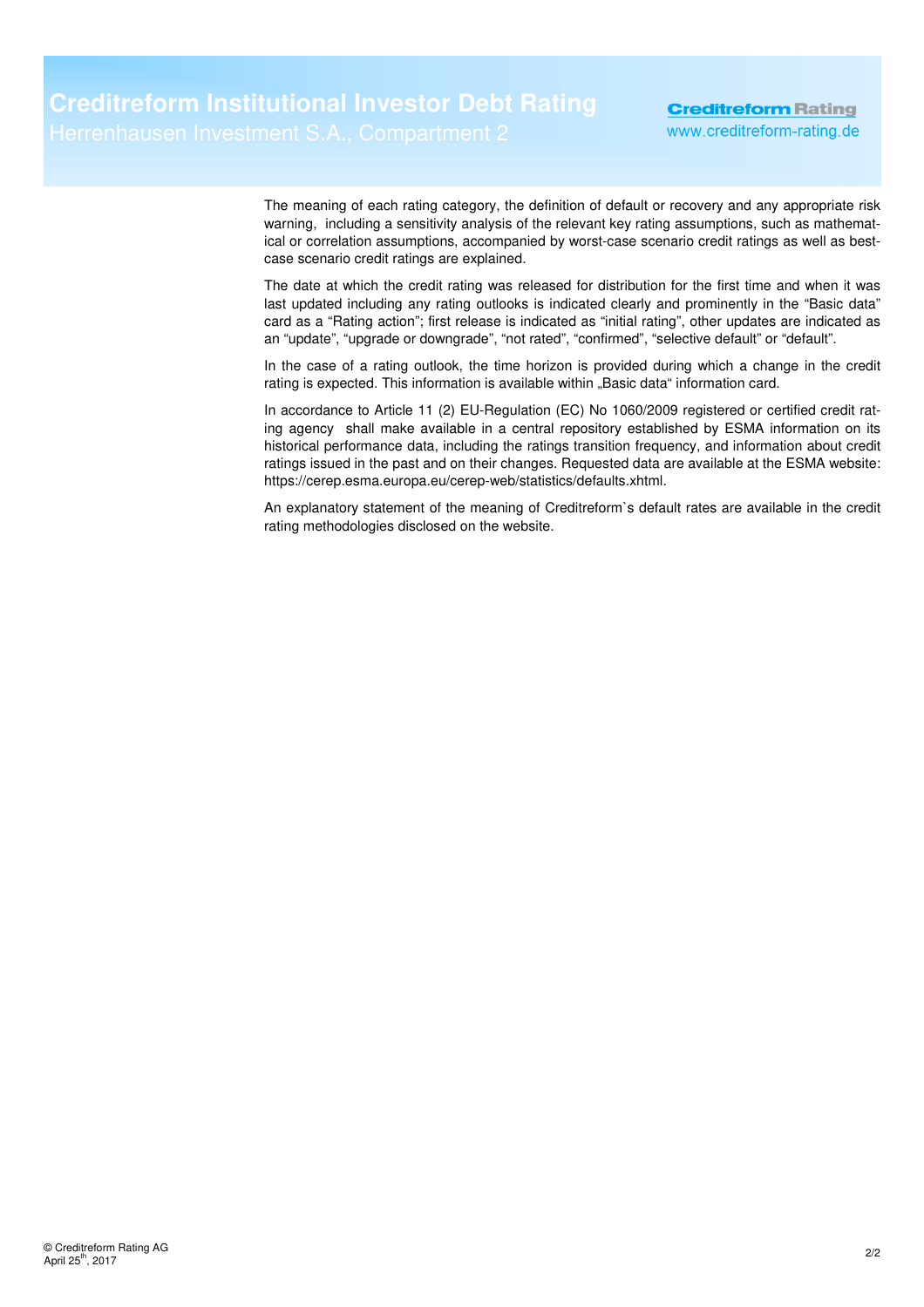The meaning of each rating category, the definition of default or recovery and any appropriate risk warning, including a sensitivity analysis of the relevant key rating assumptions, such as mathematical or correlation assumptions, accompanied by worst-case scenario credit ratings as well as best-case scenario credit ratings are explained.

The date at which the credit rating was released for distribution for the first time and when it was last updated including any rating outlooks is indicated clearly and prominently in the "Basic data" card as a "Rating action"; first release is indicated as "initial rating", other updates are indicated as an "update", "upgrade or downgrade", "not rated", "confirmed", "selective default" or "default".

In the case of a rating outlook, the time horizon is provided during which a change in the credit rating is expected. This information is available within „Basic data" information card.

In accordance to Article 11 (2) EU-Regulation (EC) No 1060/2009 registered or certified credit rating agency shall make available in a central repository established by ESMA information on its historical performance data, including the ratings transition frequency, and information about credit ratings issued in the past and on their changes. Requested data are available at the ESMA website: https://cerep.esma.europa.eu/cerep-web/statistics/defaults.xhtml.

An explanatory statement of the meaning of Creditreform`s default rates are available in the credit rating methodologies disclosed on the website.